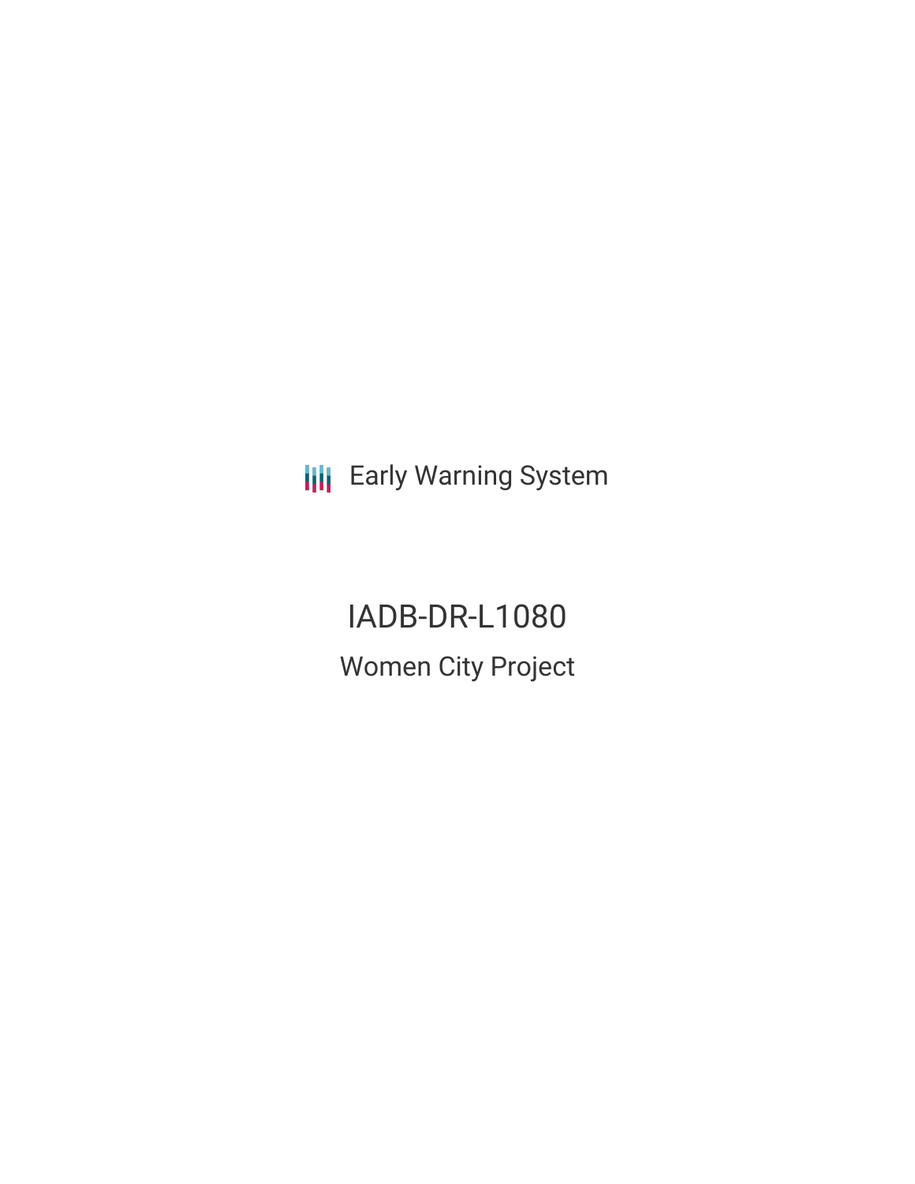Early Warning System

# IADB-DR-L1080

## Women City Project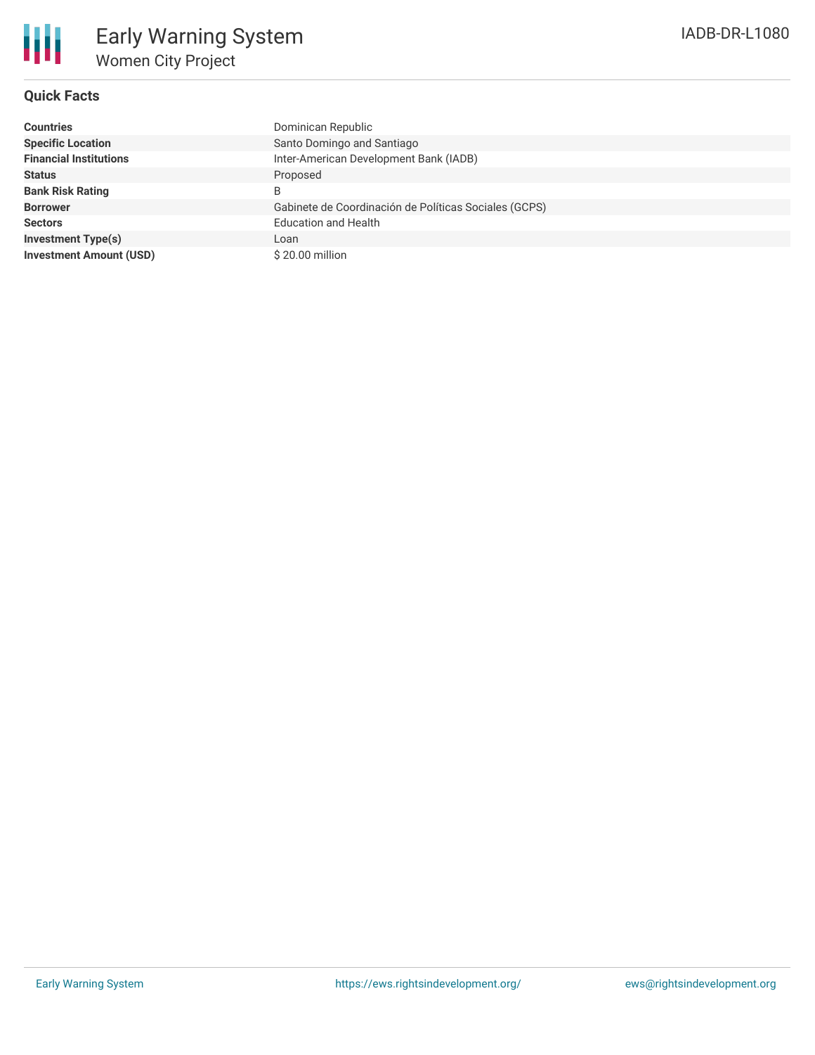# Early Warning System

## Women City Project

IADB-DR-L1080

### Quick Facts

| | |
|---|---|
| **Countries** | Dominican Republic |
| **Specific Location** | Santo Domingo and Santiago |
| **Financial Institutions** | Inter-American Development Bank (IADB) |
| **Status** | Proposed |
| **Bank Risk Rating** | B |
| **Borrower** | Gabinete de Coordinación de Políticas Sociales (GCPS) |
| **Sectors** | Education and Health |
| **Investment Type(s)** | Loan |
| **Investment Amount (USD)** | $ 20.00 million |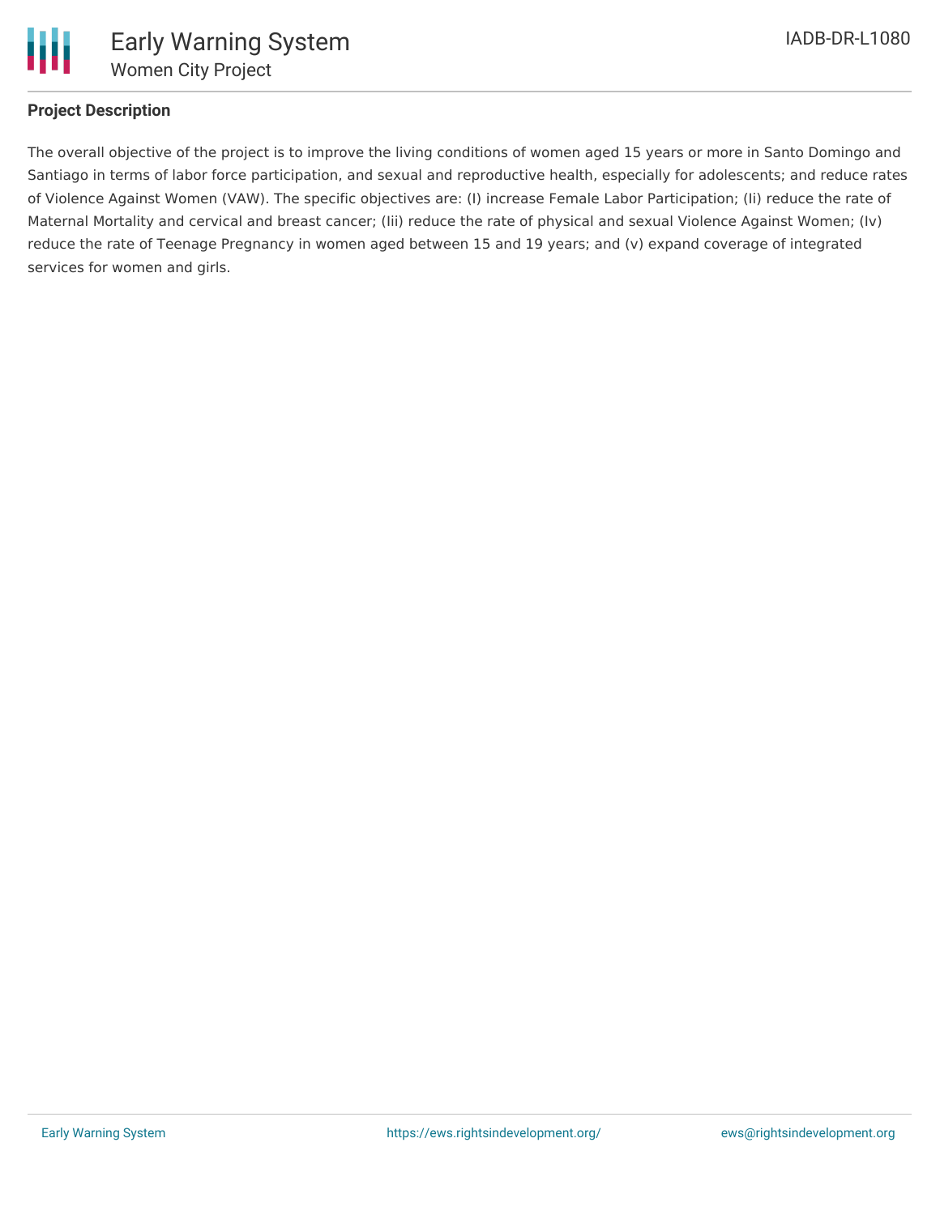**Project Description**

The overall objective of the project is to improve the living conditions of women aged 15 years or more in Santo Domingo and Santiago in terms of labor force participation, and sexual and reproductive health, especially for adolescents; and reduce rates of Violence Against Women (VAW). The specific objectives are: (I) increase Female Labor Participation; (Ii) reduce the rate of Maternal Mortality and cervical and breast cancer; (Iii) reduce the rate of physical and sexual Violence Against Women; (Iv) reduce the rate of Teenage Pregnancy in women aged between 15 and 19 years; and (v) expand coverage of integrated services for women and girls.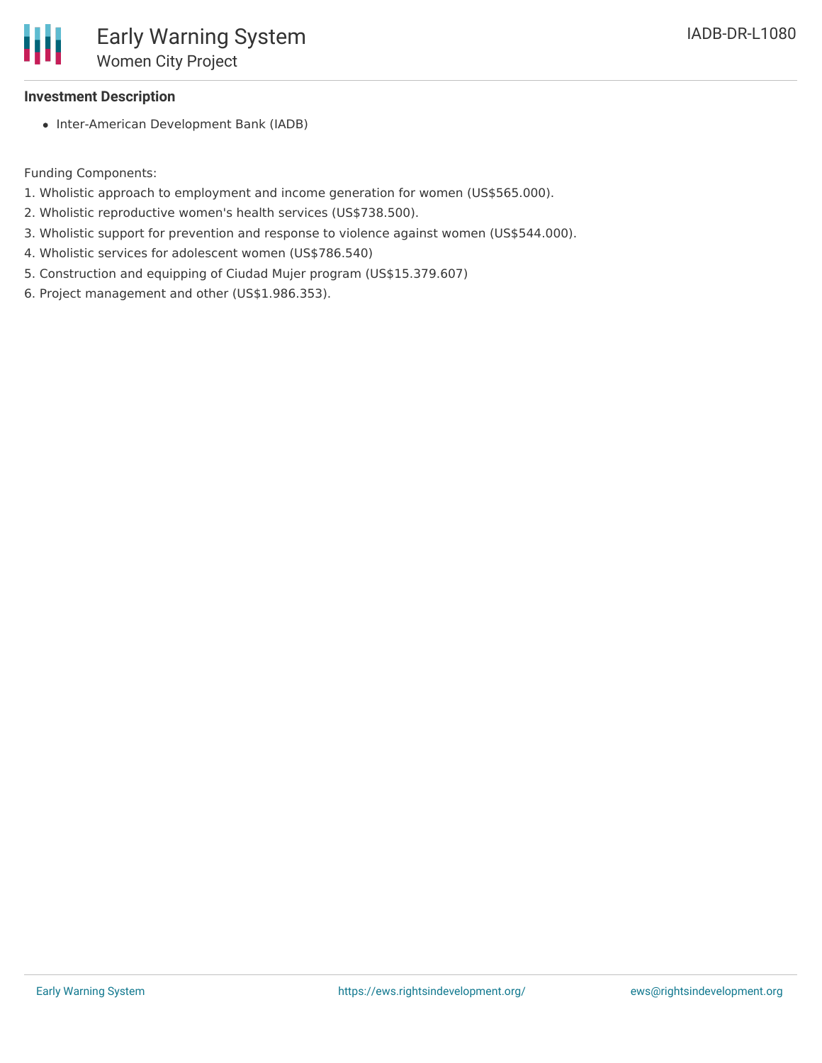**Investment Description**

- Inter-American Development Bank (IADB)

Funding Components:

1. Wholistic approach to employment and income generation for women (US$565.000).
2. Wholistic reproductive women's health services (US$738.500).
3. Wholistic support for prevention and response to violence against women (US$544.000).
4. Wholistic services for adolescent women (US$786.540)
5. Construction and equipping of Ciudad Mujer program (US$15.379.607)
6. Project management and other (US$1.986.353).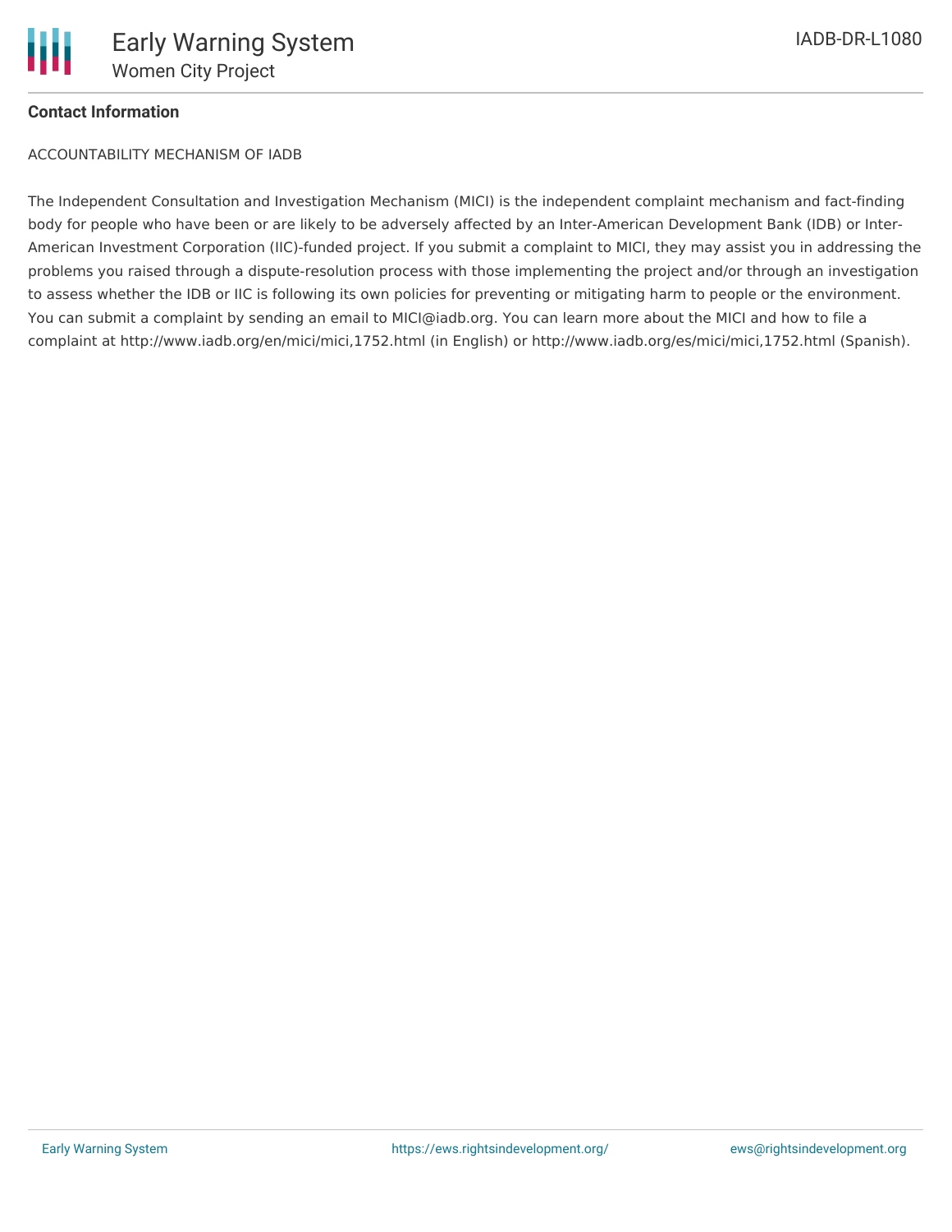**Contact Information**

ACCOUNTABILITY MECHANISM OF IADB

The Independent Consultation and Investigation Mechanism (MICI) is the independent complaint mechanism and fact-finding body for people who have been or are likely to be adversely affected by an Inter-American Development Bank (IDB) or Inter-American Investment Corporation (IIC)-funded project. If you submit a complaint to MICI, they may assist you in addressing the problems you raised through a dispute-resolution process with those implementing the project and/or through an investigation to assess whether the IDB or IIC is following its own policies for preventing or mitigating harm to people or the environment. You can submit a complaint by sending an email to MICI@iadb.org. You can learn more about the MICI and how to file a complaint at http://www.iadb.org/en/mici/mici,1752.html (in English) or http://www.iadb.org/es/mici/mici,1752.html (Spanish).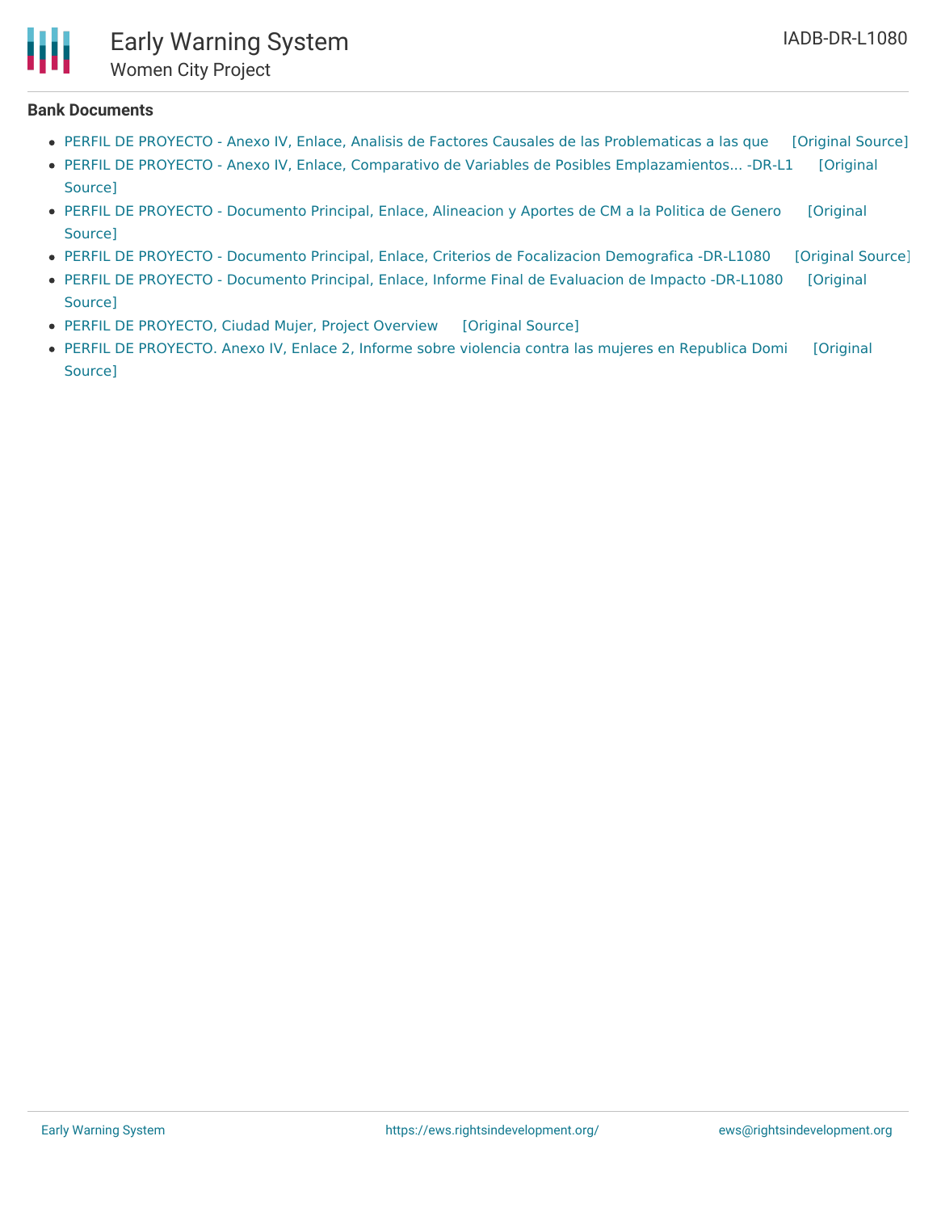**Bank Documents**

- PERFIL DE PROYECTO - Anexo IV, Enlace, Analisis de Factores Causales de las Problematicas a las que [Original Source]
- PERFIL DE PROYECTO - Anexo IV, Enlace, Comparativo de Variables de Posibles Emplazamientos... -DR-L1 [Original Source]
- PERFIL DE PROYECTO - Documento Principal, Enlace, Alineacion y Aportes de CM a la Politica de Genero [Original Source]
- PERFIL DE PROYECTO - Documento Principal, Enlace, Criterios de Focalizacion Demografica -DR-L1080 [Original Source]
- PERFIL DE PROYECTO - Documento Principal, Enlace, Informe Final de Evaluacion de Impacto -DR-L1080 [Original Source]
- PERFIL DE PROYECTO, Ciudad Mujer, Project Overview [Original Source]
- PERFIL DE PROYECTO. Anexo IV, Enlace 2, Informe sobre violencia contra las mujeres en Republica Domi [Original Source]